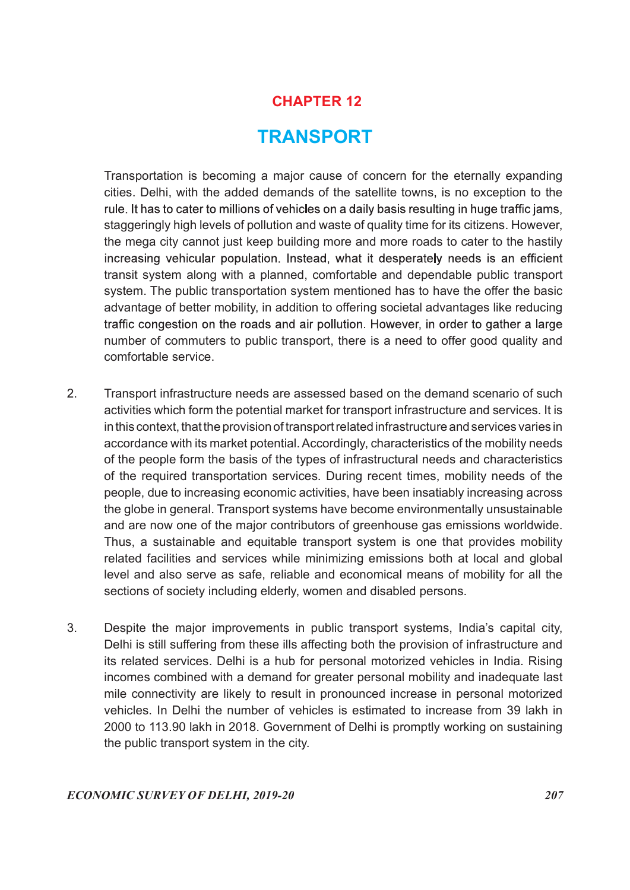# CHAPTER 12

# TRANSPORT

Transportation is becoming a major cause of concern for the eternally expanding cities. Delhi, with the added demands of the satellite towns, is no exception to the rule. It has to cater to millions of vehicles on a daily basis resulting in huge traffic jams, staggeringly high levels of pollution and waste of quality time for its citizens. However, the mega city cannot just keep building more and more roads to cater to the hastily increasing vehicular population. Instead, what it desperately needs is an efficient transit system along with a planned, comfortable and dependable public transport system. The public transportation system mentioned has to have the offer the basic advantage of better mobility, in addition to offering societal advantages like reducing traffic congestion on the roads and air pollution. However, in order to gather a large number of commuters to public transport, there is a need to offer good quality and comfortable service.

2. Transport infrastructure needs are assessed based on the demand scenario of such activities which form the potential market for transport infrastructure and services. It is in this context, that the provision of transport related infrastructure and services varies in accordance with its market potential. Accordingly, characteristics of the mobility needs of the people form the basis of the types of infrastructural needs and characteristics of the required transportation services. During recent times, mobility needs of the people, due to increasing economic activities, have been insatiably increasing across the globe in general. Transport systems have become environmentally unsustainable and are now one of the major contributors of greenhouse gas emissions worldwide. Thus, a sustainable and equitable transport system is one that provides mobility related facilities and services while minimizing emissions both at local and global level and also serve as safe, reliable and economical means of mobility for all the sections of society including elderly, women and disabled persons.

3. Despite the major improvements in public transport systems, India's capital city, Delhi is still suffering from these ills affecting both the provision of infrastructure and its related services. Delhi is a hub for personal motorized vehicles in India. Rising incomes combined with a demand for greater personal mobility and inadequate last mile connectivity are likely to result in pronounced increase in personal motorized vehicles. In Delhi the number of vehicles is estimated to increase from 39 lakh in 2000 to 113.90 lakh in 2018. Government of Delhi is promptly working on sustaining the public transport system in the city.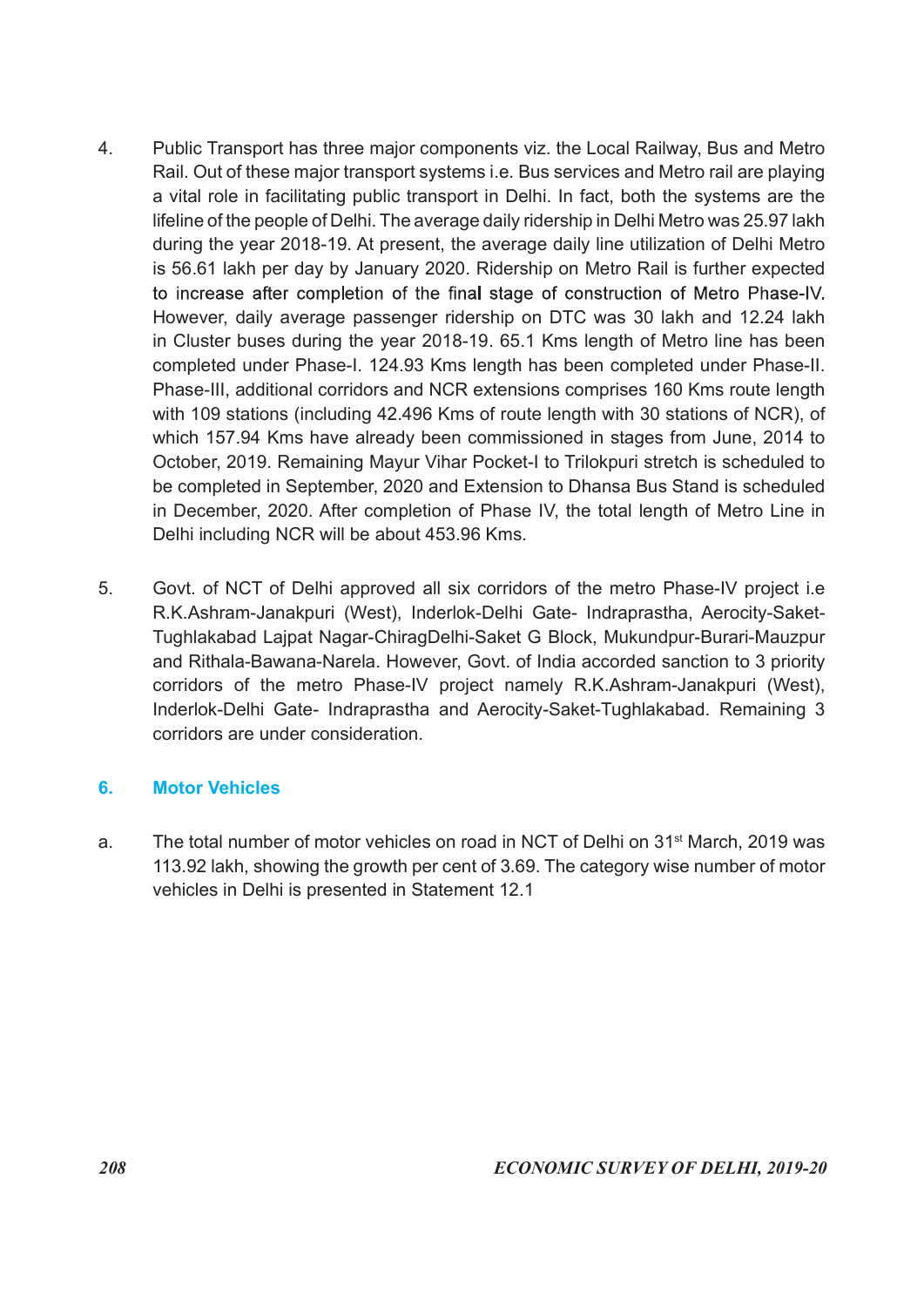4. Public Transport has three major components viz. the Local Railway, Bus and Metro Rail. Out of these major transport systems i.e. Bus services and Metro rail are playing a vital role in facilitating public transport in Delhi. In fact, both the systems are the lifeline of the people of Delhi. The average daily ridership in Delhi Metro was 25.97 lakh during the year 2018-19. At present, the average daily line utilization of Delhi Metro is 56.61 lakh per day by January 2020. Ridership on Metro Rail is further expected to increase after completion of the final stage of construction of Metro Phase-IV. However, daily average passenger ridership on DTC was 30 lakh and 12.24 lakh in Cluster buses during the year 2018-19. 65.1 Kms length of Metro line has been completed under Phase-I. 124.93 Kms length has been completed under Phase-II. Phase-III, additional corridors and NCR extensions comprises 160 Kms route length with 109 stations (including 42.496 Kms of route length with 30 stations of NCR), of which 157.94 Kms have already been commissioned in stages from June, 2014 to October, 2019. Remaining Mayur Vihar Pocket-I to Trilokpuri stretch is scheduled to be completed in September, 2020 and Extension to Dhansa Bus Stand is scheduled in December, 2020. After completion of Phase IV, the total length of Metro Line in Delhi including NCR will be about 453.96 Kms.

5. Govt. of NCT of Delhi approved all six corridors of the metro Phase-IV project i.e R.K.Ashram-Janakpuri (West), Inderlok-Delhi Gate- Indraprastha, Aerocity-Saket-Tughlakabad Lajpat Nagar-ChiragDelhi-Saket G Block, Mukundpur-Burari-Mauzpur and Rithala-Bawana-Narela. However, Govt. of India accorded sanction to 3 priority corridors of the metro Phase-IV project namely R.K.Ashram-Janakpuri (West), Inderlok-Delhi Gate- Indraprastha and Aerocity-Saket-Tughlakabad. Remaining 3 corridors are under consideration.

## 6. Motor Vehicles

a. The total number of motor vehicles on road in NCT of Delhi on 31st March, 2019 was 113.92 lakh, showing the growth per cent of 3.69. The category wise number of motor vehicles in Delhi is presented in Statement 12.1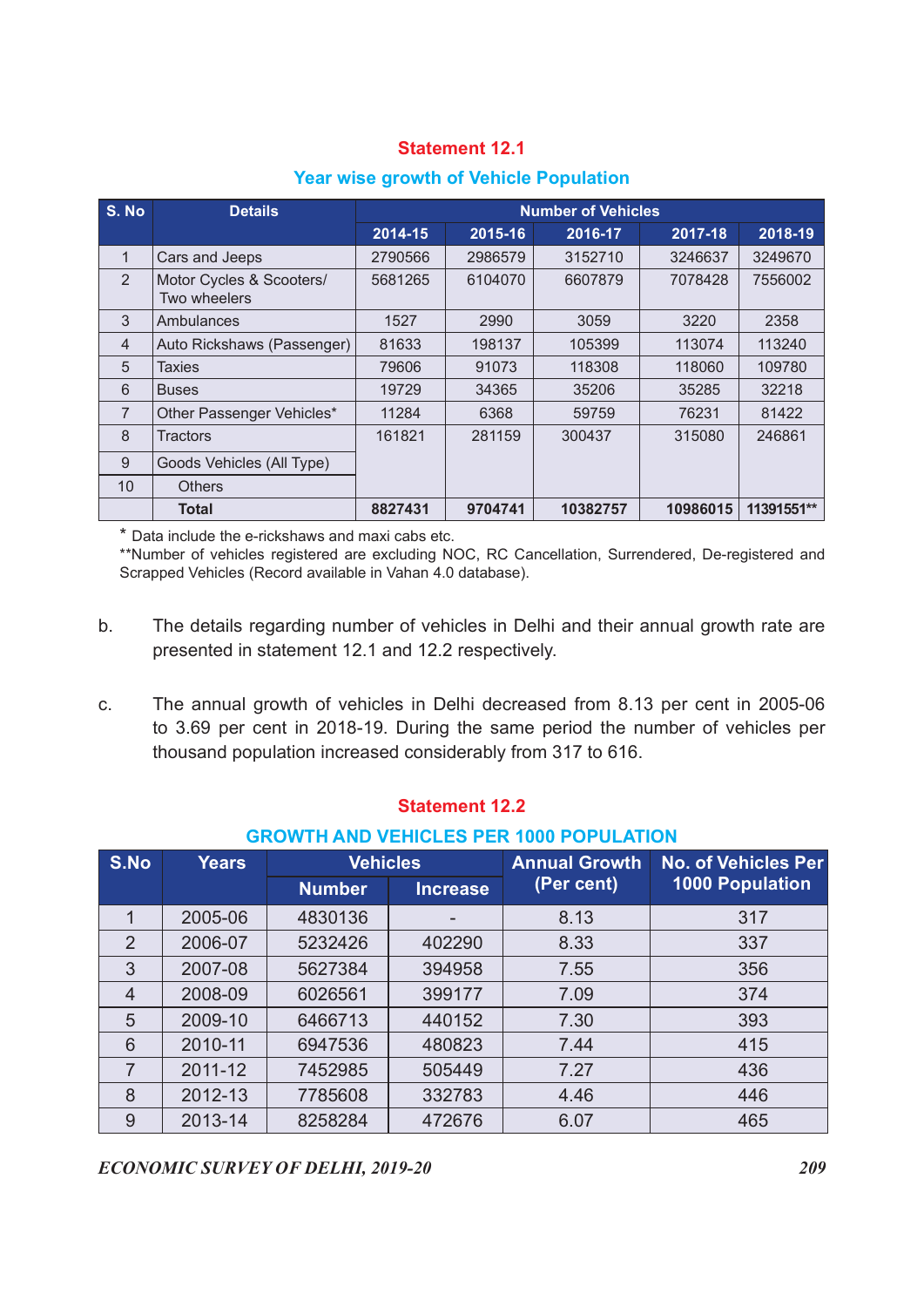### Statement 12.1

### Year wise growth of Vehicle Population

| S. No | Details | Number of Vehicles | | | | |
|---|---|---|---|---|---|---|
| | | 2014-15 | 2015-16 | 2016-17 | 2017-18 | 2018-19 |
| 1 | Cars and Jeeps | 2790566 | 2986579 | 3152710 | 3246637 | 3249670 |
| 2 | Motor Cycles & Scooters/ Two wheelers | 5681265 | 6104070 | 6607879 | 7078428 | 7556002 |
| 3 | Ambulances | 1527 | 2990 | 3059 | 3220 | 2358 |
| 4 | Auto Rickshaws (Passenger) | 81633 | 198137 | 105399 | 113074 | 113240 |
| 5 | Taxies | 79606 | 91073 | 118308 | 118060 | 109780 |
| 6 | Buses | 19729 | 34365 | 35206 | 35285 | 32218 |
| 7 | Other Passenger Vehicles* | 11284 | 6368 | 59759 | 76231 | 81422 |
| 8 | Tractors | 161821 | 281159 | 300437 | 315080 | 246861 |
| 9 | Goods Vehicles (All Type) | | | | | |
| 10 | Others | | | | | |
| | **Total** | **8827431** | **9704741** | **10382757** | **10986015** | **11391551**** |

\* Data include the e-rickshaws and maxi cabs etc.

**Number of vehicles registered are excluding NOC, RC Cancellation, Surrendered, De-registered and Scrapped Vehicles (Record available in Vahan 4.0 database).

b. The details regarding number of vehicles in Delhi and their annual growth rate are presented in statement 12.1 and 12.2 respectively.

c. The annual growth of vehicles in Delhi decreased from 8.13 per cent in 2005-06 to 3.69 per cent in 2018-19. During the same period the number of vehicles per thousand population increased considerably from 317 to 616.

### Statement 12.2

### GROWTH AND VEHICLES PER 1000 POPULATION

| S.No | Years | Vehicles | | Annual Growth (Per cent) | No. of Vehicles Per 1000 Population |
|---|---|---|---|---|---|
| | | Number | Increase | | |
| 1 | 2005-06 | 4830136 | - | 8.13 | 317 |
| 2 | 2006-07 | 5232426 | 402290 | 8.33 | 337 |
| 3 | 2007-08 | 5627384 | 394958 | 7.55 | 356 |
| 4 | 2008-09 | 6026561 | 399177 | 7.09 | 374 |
| 5 | 2009-10 | 6466713 | 440152 | 7.30 | 393 |
| 6 | 2010-11 | 6947536 | 480823 | 7.44 | 415 |
| 7 | 2011-12 | 7452985 | 505449 | 7.27 | 436 |
| 8 | 2012-13 | 7785608 | 332783 | 4.46 | 446 |
| 9 | 2013-14 | 8258284 | 472676 | 6.07 | 465 |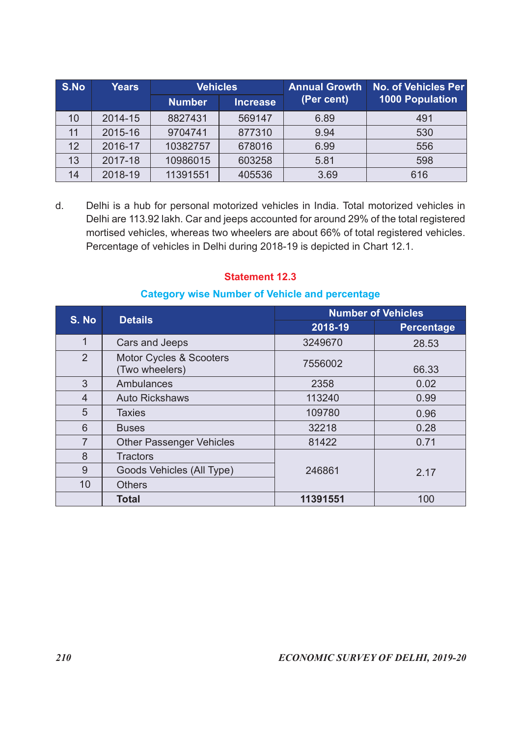| S.No | Years | Vehicles | | Annual Growth (Per cent) | No. of Vehicles Per 1000 Population |
|---|---|---|---|---|---|
| | | Number | Increase | | |
| 10 | 2014-15 | 8827431 | 569147 | 6.89 | 491 |
| 11 | 2015-16 | 9704741 | 877310 | 9.94 | 530 |
| 12 | 2016-17 | 10382757 | 678016 | 6.99 | 556 |
| 13 | 2017-18 | 10986015 | 603258 | 5.81 | 598 |
| 14 | 2018-19 | 11391551 | 405536 | 3.69 | 616 |

d. Delhi is a hub for personal motorized vehicles in India. Total motorized vehicles in Delhi are 113.92 lakh. Car and jeeps accounted for around 29% of the total registered mortised vehicles, whereas two wheelers are about 66% of total registered vehicles. Percentage of vehicles in Delhi during 2018-19 is depicted in Chart 12.1.

### Statement 12.3

### Category wise Number of Vehicle and percentage

| S. No | Details | Number of Vehicles | |
|---|---|---|---|
| | | 2018-19 | Percentage |
| 1 | Cars and Jeeps | 3249670 | 28.53 |
| 2 | Motor Cycles & Scooters (Two wheelers) | 7556002 | 66.33 |
| 3 | Ambulances | 2358 | 0.02 |
| 4 | Auto Rickshaws | 113240 | 0.99 |
| 5 | Taxies | 109780 | 0.96 |
| 6 | Buses | 32218 | 0.28 |
| 7 | Other Passenger Vehicles | 81422 | 0.71 |
| 8 | Tractors | 246861 | 2.17 |
| 9 | Goods Vehicles (All Type) | | |
| 10 | Others | | |
| | **Total** | **11391551** | 100 |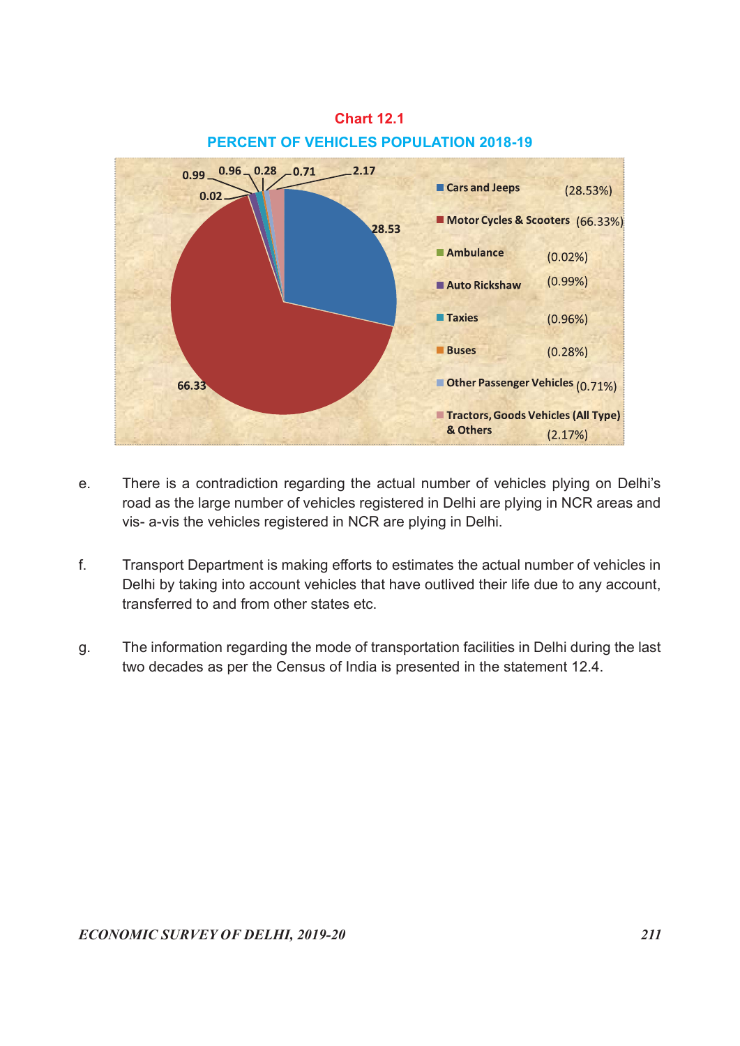**Chart 12.1**

**PERCENT OF VEHICLES POPULATION 2018-19**

| Category | Percent |
|---|---|
| Cars and Jeeps | (28.53%) |
| Motor Cycles & Scooters | (66.33%) |
| Ambulance | (0.02%) |
| Auto Rickshaw | (0.99%) |
| Taxies | (0.96%) |
| Buses | (0.28%) |
| Other Passenger Vehicles | (0.71%) |
| Tractors, Goods Vehicles (All Type) & Others | (2.17%) |

e. There is a contradiction regarding the actual number of vehicles plying on Delhi's road as the large number of vehicles registered in Delhi are plying in NCR areas and vis- a-vis the vehicles registered in NCR are plying in Delhi.

f. Transport Department is making efforts to estimates the actual number of vehicles in Delhi by taking into account vehicles that have outlived their life due to any account, transferred to and from other states etc.

g. The information regarding the mode of transportation facilities in Delhi during the last two decades as per the Census of India is presented in the statement 12.4.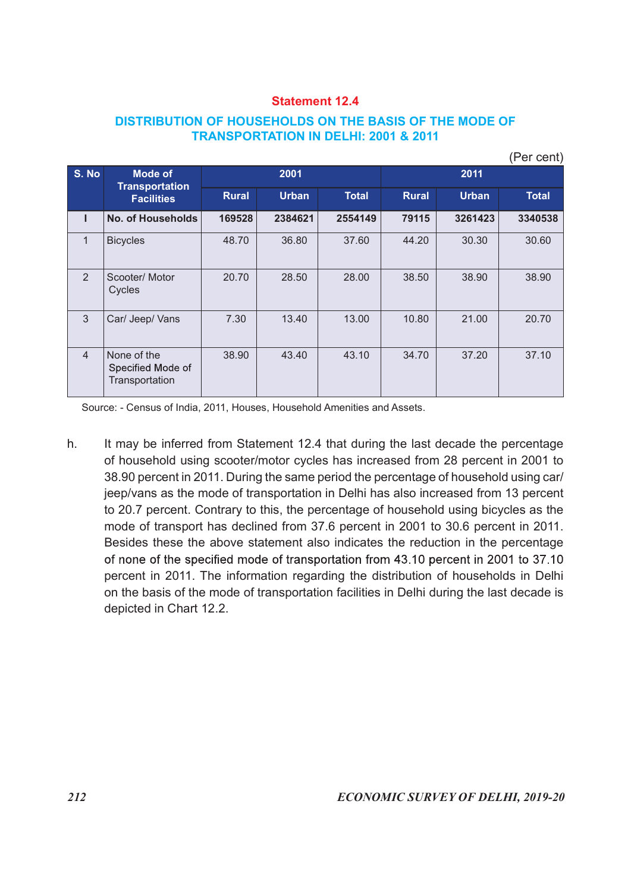**Statement 12.4**

## DISTRIBUTION OF HOUSEHOLDS ON THE BASIS OF THE MODE OF TRANSPORTATION IN DELHI: 2001 & 2011

(Per cent)

| S. No | Mode of Transportation Facilities | 2001 | | | 2011 | | |
|---|---|---|---|---|---|---|---|
| | | Rural | Urban | Total | Rural | Urban | Total |
| **I** | **No. of Households** | **169528** | **2384621** | **2554149** | **79115** | **3261423** | **3340538** |
| 1 | Bicycles | 48.70 | 36.80 | 37.60 | 44.20 | 30.30 | 30.60 |
| 2 | Scooter/ Motor Cycles | 20.70 | 28.50 | 28.00 | 38.50 | 38.90 | 38.90 |
| 3 | Car/ Jeep/ Vans | 7.30 | 13.40 | 13.00 | 10.80 | 21.00 | 20.70 |
| 4 | None of the Specified Mode of Transportation | 38.90 | 43.40 | 43.10 | 34.70 | 37.20 | 37.10 |

Source: - Census of India, 2011, Houses, Household Amenities and Assets.

h. It may be inferred from Statement 12.4 that during the last decade the percentage of household using scooter/motor cycles has increased from 28 percent in 2001 to 38.90 percent in 2011. During the same period the percentage of household using car/ jeep/vans as the mode of transportation in Delhi has also increased from 13 percent to 20.7 percent. Contrary to this, the percentage of household using bicycles as the mode of transport has declined from 37.6 percent in 2001 to 30.6 percent in 2011. Besides these the above statement also indicates the reduction in the percentage of none of the specified mode of transportation from 43.10 percent in 2001 to 37.10 percent in 2011. The information regarding the distribution of households in Delhi on the basis of the mode of transportation facilities in Delhi during the last decade is depicted in Chart 12.2.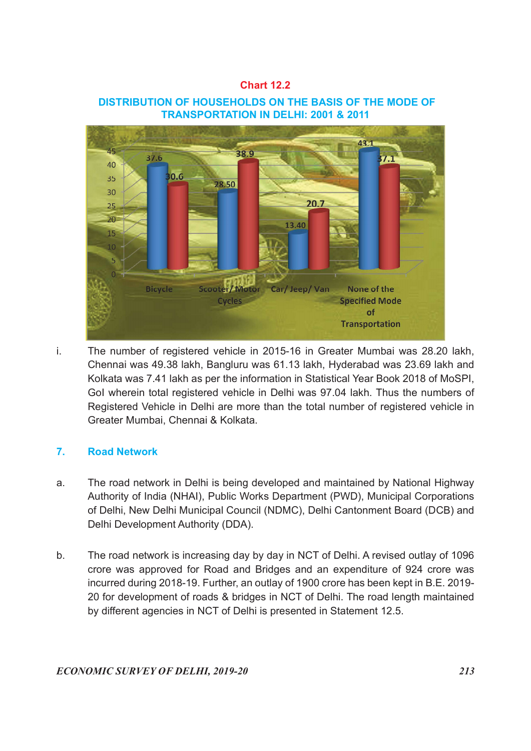**Chart 12.2**

**DISTRIBUTION OF HOUSEHOLDS ON THE BASIS OF THE MODE OF TRANSPORTATION IN DELHI: 2001 & 2011**

| Mode of Transportation | 2001 | 2011 |
|---|---|---|
| Bicycle | 37.6 | 30.6 |
| Scooter/ Motor Cycles | 28.50 | 38.9 |
| Car/ Jeep/ Van | 13.40 | 20.7 |
| None of the Specified Mode of Transportation | 43.1 | 37.1 |

i. The number of registered vehicle in 2015-16 in Greater Mumbai was 28.20 lakh, Chennai was 49.38 lakh, Bangluru was 61.13 lakh, Hyderabad was 23.69 lakh and Kolkata was 7.41 lakh as per the information in Statistical Year Book 2018 of MoSPI, GoI wherein total registered vehicle in Delhi was 97.04 lakh. Thus the numbers of Registered Vehicle in Delhi are more than the total number of registered vehicle in Greater Mumbai, Chennai & Kolkata.

## 7. Road Network

a. The road network in Delhi is being developed and maintained by National Highway Authority of India (NHAI), Public Works Department (PWD), Municipal Corporations of Delhi, New Delhi Municipal Council (NDMC), Delhi Cantonment Board (DCB) and Delhi Development Authority (DDA).

b. The road network is increasing day by day in NCT of Delhi. A revised outlay of 1096 crore was approved for Road and Bridges and an expenditure of 924 crore was incurred during 2018-19. Further, an outlay of 1900 crore has been kept in B.E. 2019-20 for development of roads & bridges in NCT of Delhi. The road length maintained by different agencies in NCT of Delhi is presented in Statement 12.5.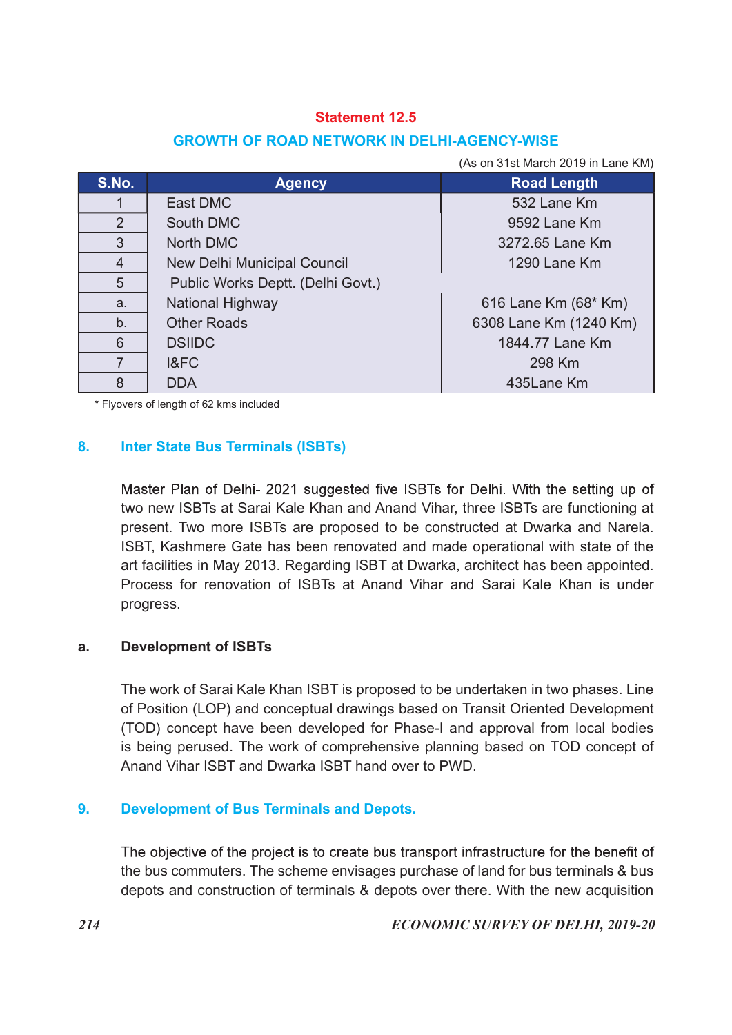**Statement 12.5**

**GROWTH OF ROAD NETWORK IN DELHI-AGENCY-WISE**

(As on 31st March 2019 in Lane KM)

| S.No. | Agency | Road Length |
|---|---|---|
| 1 | East DMC | 532 Lane Km |
| 2 | South DMC | 9592 Lane Km |
| 3 | North DMC | 3272.65 Lane Km |
| 4 | New Delhi Municipal Council | 1290 Lane Km |
| 5 | Public Works Deptt. (Delhi Govt.) | |
| a. | National Highway | 616 Lane Km (68* Km) |
| b. | Other Roads | 6308 Lane Km (1240 Km) |
| 6 | DSIIDC | 1844.77 Lane Km |
| 7 | I&FC | 298 Km |
| 8 | DDA | 435Lane Km |

\* Flyovers of length of 62 kms included

## 8. Inter State Bus Terminals (ISBTs)

Master Plan of Delhi- 2021 suggested five ISBTs for Delhi. With the setting up of two new ISBTs at Sarai Kale Khan and Anand Vihar, three ISBTs are functioning at present. Two more ISBTs are proposed to be constructed at Dwarka and Narela. ISBT, Kashmere Gate has been renovated and made operational with state of the art facilities in May 2013. Regarding ISBT at Dwarka, architect has been appointed. Process for renovation of ISBTs at Anand Vihar and Sarai Kale Khan is under progress.

### a. Development of ISBTs

The work of Sarai Kale Khan ISBT is proposed to be undertaken in two phases. Line of Position (LOP) and conceptual drawings based on Transit Oriented Development (TOD) concept have been developed for Phase-I and approval from local bodies is being perused. The work of comprehensive planning based on TOD concept of Anand Vihar ISBT and Dwarka ISBT hand over to PWD.

## 9. Development of Bus Terminals and Depots.

The objective of the project is to create bus transport infrastructure for the benefit of the bus commuters. The scheme envisages purchase of land for bus terminals & bus depots and construction of terminals & depots over there. With the new acquisition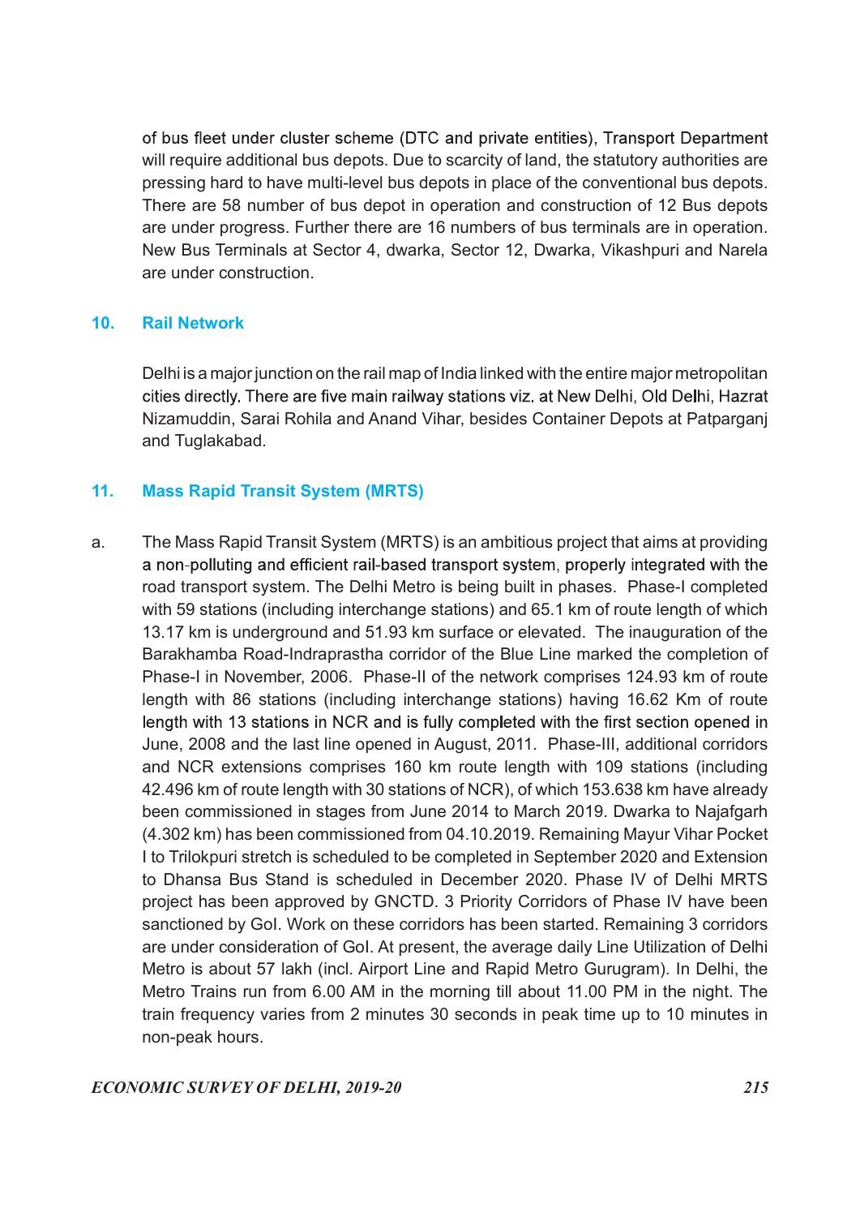of bus fleet under cluster scheme (DTC and private entities), Transport Department will require additional bus depots. Due to scarcity of land, the statutory authorities are pressing hard to have multi-level bus depots in place of the conventional bus depots. There are 58 number of bus depot in operation and construction of 12 Bus depots are under progress. Further there are 16 numbers of bus terminals are in operation. New Bus Terminals at Sector 4, dwarka, Sector 12, Dwarka, Vikashpuri and Narela are under construction.

## 10. Rail Network

Delhi is a major junction on the rail map of India linked with the entire major metropolitan cities directly. There are five main railway stations viz. at New Delhi, Old Delhi, Hazrat Nizamuddin, Sarai Rohila and Anand Vihar, besides Container Depots at Patparganj and Tuglakabad.

## 11. Mass Rapid Transit System (MRTS)

a. The Mass Rapid Transit System (MRTS) is an ambitious project that aims at providing a non-polluting and efficient rail-based transport system, properly integrated with the road transport system. The Delhi Metro is being built in phases. Phase-I completed with 59 stations (including interchange stations) and 65.1 km of route length of which 13.17 km is underground and 51.93 km surface or elevated. The inauguration of the Barakhamba Road-Indraprastha corridor of the Blue Line marked the completion of Phase-I in November, 2006. Phase-II of the network comprises 124.93 km of route length with 86 stations (including interchange stations) having 16.62 Km of route length with 13 stations in NCR and is fully completed with the first section opened in June, 2008 and the last line opened in August, 2011. Phase-III, additional corridors and NCR extensions comprises 160 km route length with 109 stations (including 42.496 km of route length with 30 stations of NCR), of which 153.638 km have already been commissioned in stages from June 2014 to March 2019. Dwarka to Najafgarh (4.302 km) has been commissioned from 04.10.2019. Remaining Mayur Vihar Pocket I to Trilokpuri stretch is scheduled to be completed in September 2020 and Extension to Dhansa Bus Stand is scheduled in December 2020. Phase IV of Delhi MRTS project has been approved by GNCTD. 3 Priority Corridors of Phase IV have been sanctioned by GoI. Work on these corridors has been started. Remaining 3 corridors are under consideration of GoI. At present, the average daily Line Utilization of Delhi Metro is about 57 lakh (incl. Airport Line and Rapid Metro Gurugram). In Delhi, the Metro Trains run from 6.00 AM in the morning till about 11.00 PM in the night. The train frequency varies from 2 minutes 30 seconds in peak time up to 10 minutes in non-peak hours.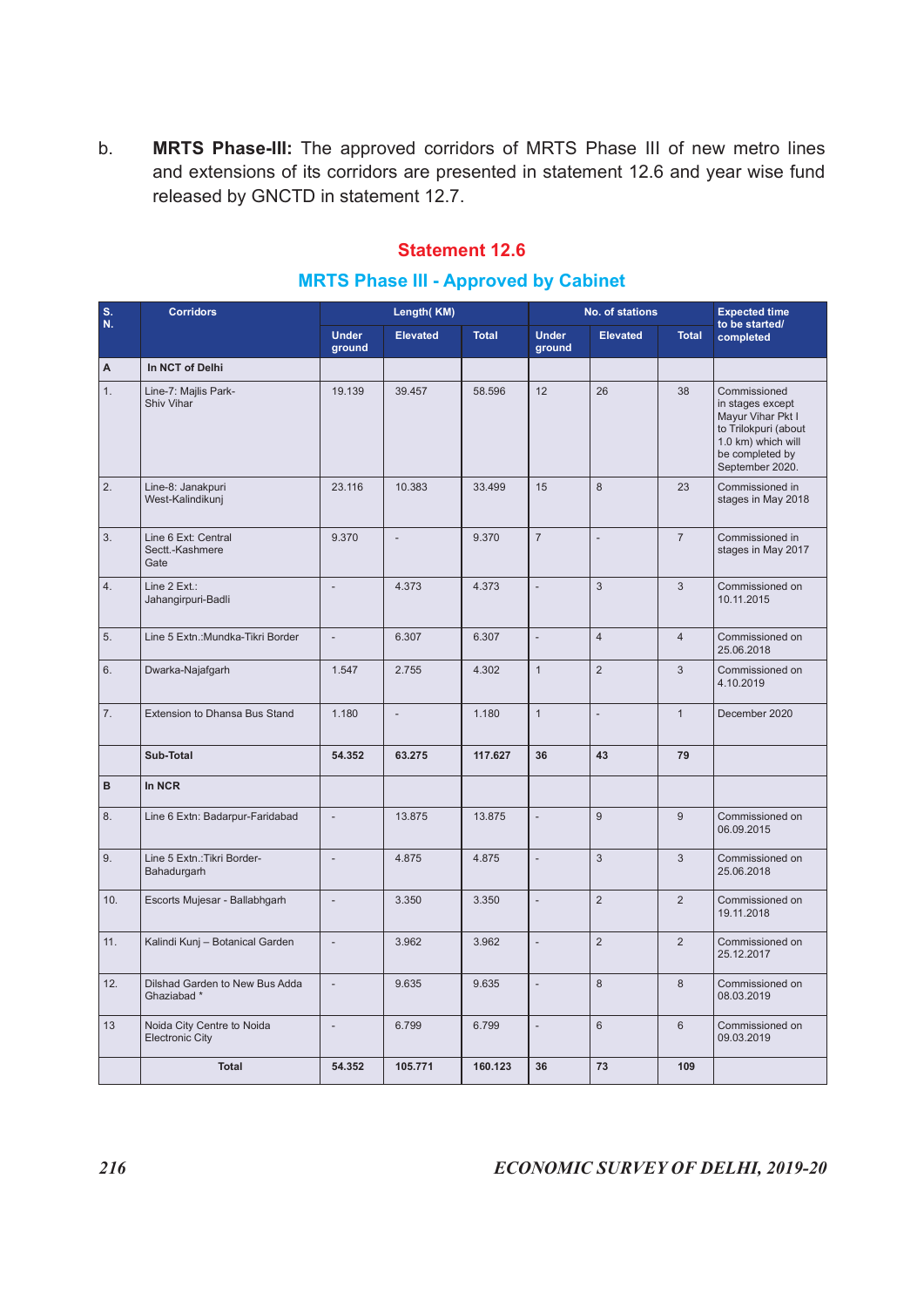b. **MRTS Phase-III:** The approved corridors of MRTS Phase III of new metro lines and extensions of its corridors are presented in statement 12.6 and year wise fund released by GNCTD in statement 12.7.

### Statement 12.6

### MRTS Phase III - Approved by Cabinet

| S. N. | Corridors | Length( KM) | | | No. of stations | | | Expected time to be started/ completed |
|---|---|---|---|---|---|---|---|---|
| | | Under ground | Elevated | Total | Under ground | Elevated | Total | |
| A | **In NCT of Delhi** | | | | | | | |
| 1. | Line-7: Majlis Park-Shiv Vihar | 19.139 | 39.457 | 58.596 | 12 | 26 | 38 | Commissioned in stages except Mayur Vihar Pkt I to Trilokpuri (about 1.0 km) which will be completed by September 2020. |
| 2. | Line-8: Janakpuri West-Kalindikunj | 23.116 | 10.383 | 33.499 | 15 | 8 | 23 | Commissioned in stages in May 2018 |
| 3. | Line 6 Ext: Central Sectt.-Kashmere Gate | 9.370 | - | 9.370 | 7 | - | 7 | Commissioned in stages in May 2017 |
| 4. | Line 2 Ext.: Jahangirpuri-Badli | - | 4.373 | 4.373 | - | 3 | 3 | Commissioned on 10.11.2015 |
| 5. | Line 5 Extn.:Mundka-Tikri Border | - | 6.307 | 6.307 | - | 4 | 4 | Commissioned on 25.06.2018 |
| 6. | Dwarka-Najafgarh | 1.547 | 2.755 | 4.302 | 1 | 2 | 3 | Commissioned on 4.10.2019 |
| 7. | Extension to Dhansa Bus Stand | 1.180 | - | 1.180 | 1 | - | 1 | December 2020 |
| | **Sub-Total** | **54.352** | **63.275** | **117.627** | **36** | **43** | **79** | |
| B | **In NCR** | | | | | | | |
| 8. | Line 6 Extn: Badarpur-Faridabad | - | 13.875 | 13.875 | - | 9 | 9 | Commissioned on 06.09.2015 |
| 9. | Line 5 Extn.:Tikri Border-Bahadurgarh | - | 4.875 | 4.875 | - | 3 | 3 | Commissioned on 25.06.2018 |
| 10. | Escorts Mujesar - Ballabhgarh | - | 3.350 | 3.350 | - | 2 | 2 | Commissioned on 19.11.2018 |
| 11. | Kalindi Kunj – Botanical Garden | - | 3.962 | 3.962 | - | 2 | 2 | Commissioned on 25.12.2017 |
| 12. | Dilshad Garden to New Bus Adda Ghaziabad * | - | 9.635 | 9.635 | - | 8 | 8 | Commissioned on 08.03.2019 |
| 13 | Noida City Centre to Noida Electronic City | - | 6.799 | 6.799 | - | 6 | 6 | Commissioned on 09.03.2019 |
| | **Total** | **54.352** | **105.771** | **160.123** | **36** | **73** | **109** | |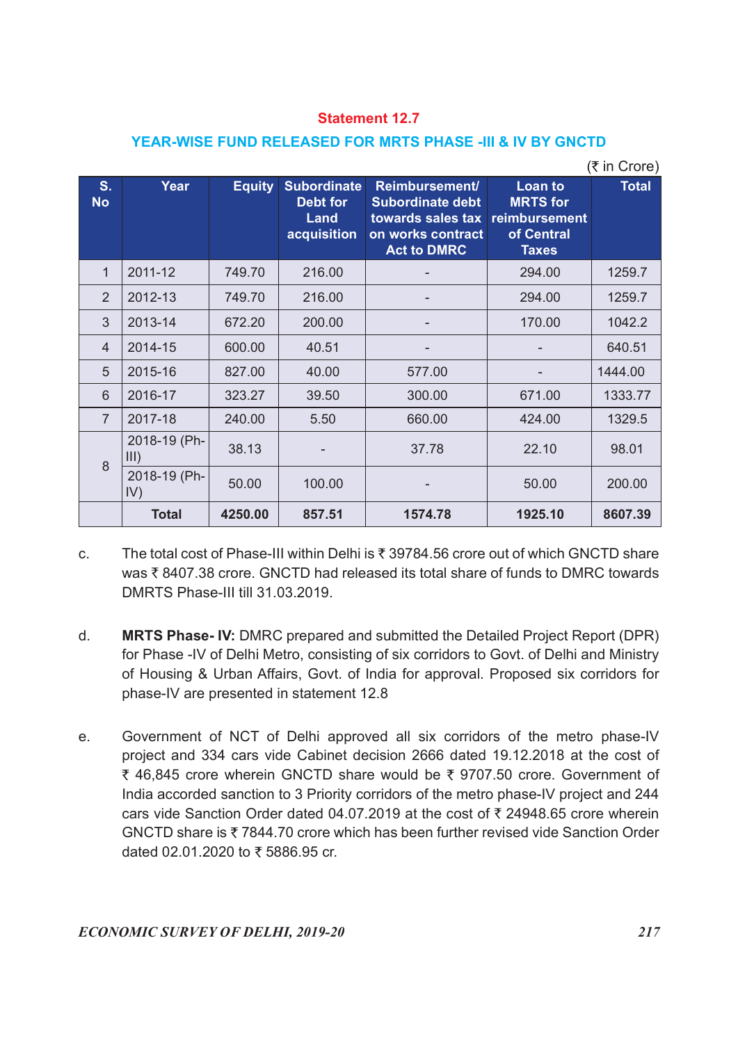**Statement 12.7**

**YEAR-WISE FUND RELEASED FOR MRTS PHASE -III & IV BY GNCTD**

(₹ in Crore)

| S. No | Year | Equity | Subordinate Debt for Land acquisition | Reimbursement/ Subordinate debt towards sales tax on works contract Act to DMRC | Loan to MRTS for reimbursement of Central Taxes | Total |
|---|---|---|---|---|---|---|
| 1 | 2011-12 | 749.70 | 216.00 | - | 294.00 | 1259.7 |
| 2 | 2012-13 | 749.70 | 216.00 | - | 294.00 | 1259.7 |
| 3 | 2013-14 | 672.20 | 200.00 | - | 170.00 | 1042.2 |
| 4 | 2014-15 | 600.00 | 40.51 | - | - | 640.51 |
| 5 | 2015-16 | 827.00 | 40.00 | 577.00 | - | 1444.00 |
| 6 | 2016-17 | 323.27 | 39.50 | 300.00 | 671.00 | 1333.77 |
| 7 | 2017-18 | 240.00 | 5.50 | 660.00 | 424.00 | 1329.5 |
| 8 | 2018-19 (Ph-III) | 38.13 | - | 37.78 | 22.10 | 98.01 |
| | 2018-19 (Ph-IV) | 50.00 | 100.00 | - | 50.00 | 200.00 |
| | **Total** | **4250.00** | **857.51** | **1574.78** | **1925.10** | **8607.39** |

c. The total cost of Phase-III within Delhi is ₹ 39784.56 crore out of which GNCTD share was ₹ 8407.38 crore. GNCTD had released its total share of funds to DMRC towards DMRTS Phase-III till 31.03.2019.

d. **MRTS Phase- IV:** DMRC prepared and submitted the Detailed Project Report (DPR) for Phase -IV of Delhi Metro, consisting of six corridors to Govt. of Delhi and Ministry of Housing & Urban Affairs, Govt. of India for approval. Proposed six corridors for phase-IV are presented in statement 12.8

e. Government of NCT of Delhi approved all six corridors of the metro phase-IV project and 334 cars vide Cabinet decision 2666 dated 19.12.2018 at the cost of ₹ 46,845 crore wherein GNCTD share would be ₹ 9707.50 crore. Government of India accorded sanction to 3 Priority corridors of the metro phase-IV project and 244 cars vide Sanction Order dated 04.07.2019 at the cost of ₹ 24948.65 crore wherein GNCTD share is ₹ 7844.70 crore which has been further revised vide Sanction Order dated 02.01.2020 to ₹ 5886.95 cr.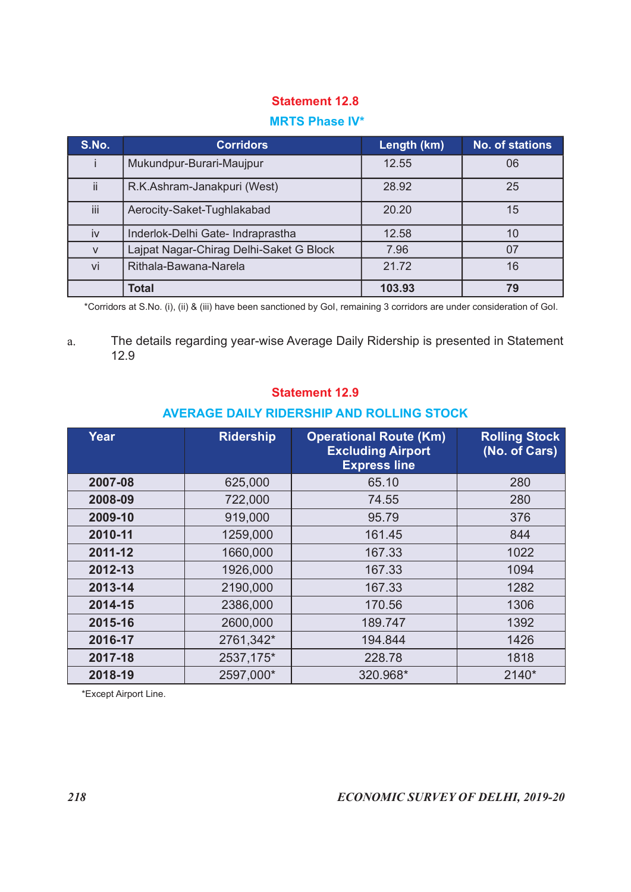## Statement 12.8

### MRTS Phase IV*

| S.No. | Corridors | Length (km) | No. of stations |
|---|---|---|---|
| i | Mukundpur-Burari-Maujpur | 12.55 | 06 |
| ii | R.K.Ashram-Janakpuri (West) | 28.92 | 25 |
| iii | Aerocity-Saket-Tughlakabad | 20.20 | 15 |
| iv | Inderlok-Delhi Gate- Indraprastha | 12.58 | 10 |
| v | Lajpat Nagar-Chirag Delhi-Saket G Block | 7.96 | 07 |
| vi | Rithala-Bawana-Narela | 21.72 | 16 |
| | **Total** | **103.93** | **79** |

*Corridors at S.No. (i), (ii) & (iii) have been sanctioned by GoI, remaining 3 corridors are under consideration of GoI.

a. The details regarding year-wise Average Daily Ridership is presented in Statement 12.9

## Statement 12.9

### AVERAGE DAILY RIDERSHIP AND ROLLING STOCK

| Year | Ridership | Operational Route (Km) Excluding Airport Express line | Rolling Stock (No. of Cars) |
|---|---|---|---|
| **2007-08** | 625,000 | 65.10 | 280 |
| **2008-09** | 722,000 | 74.55 | 280 |
| **2009-10** | 919,000 | 95.79 | 376 |
| **2010-11** | 1259,000 | 161.45 | 844 |
| **2011-12** | 1660,000 | 167.33 | 1022 |
| **2012-13** | 1926,000 | 167.33 | 1094 |
| **2013-14** | 2190,000 | 167.33 | 1282 |
| **2014-15** | 2386,000 | 170.56 | 1306 |
| **2015-16** | 2600,000 | 189.747 | 1392 |
| **2016-17** | 2761,342* | 194.844 | 1426 |
| **2017-18** | 2537,175* | 228.78 | 1818 |
| **2018-19** | 2597,000* | 320.968* | 2140* |

*Except Airport Line.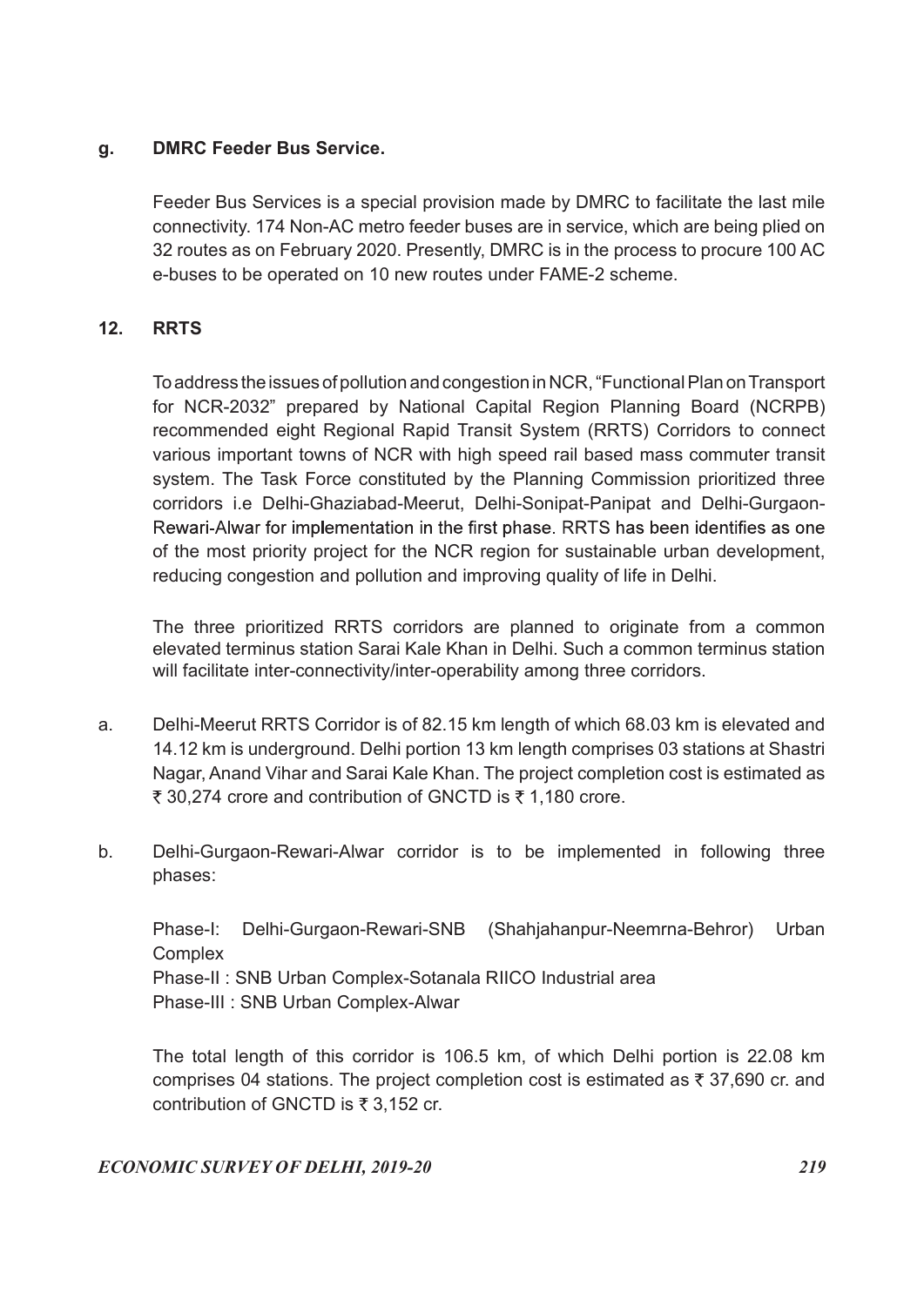**g. DMRC Feeder Bus Service.**

Feeder Bus Services is a special provision made by DMRC to facilitate the last mile connectivity. 174 Non-AC metro feeder buses are in service, which are being plied on 32 routes as on February 2020. Presently, DMRC is in the process to procure 100 AC e-buses to be operated on 10 new routes under FAME-2 scheme.

## 12. RRTS

To address the issues of pollution and congestion in NCR, "Functional Plan on Transport for NCR-2032" prepared by National Capital Region Planning Board (NCRPB) recommended eight Regional Rapid Transit System (RRTS) Corridors to connect various important towns of NCR with high speed rail based mass commuter transit system. The Task Force constituted by the Planning Commission prioritized three corridors i.e Delhi-Ghaziabad-Meerut, Delhi-Sonipat-Panipat and Delhi-Gurgaon-Rewari-Alwar for implementation in the first phase. RRTS has been identifies as one of the most priority project for the NCR region for sustainable urban development, reducing congestion and pollution and improving quality of life in Delhi.

The three prioritized RRTS corridors are planned to originate from a common elevated terminus station Sarai Kale Khan in Delhi. Such a common terminus station will facilitate inter-connectivity/inter-operability among three corridors.

a. Delhi-Meerut RRTS Corridor is of 82.15 km length of which 68.03 km is elevated and 14.12 km is underground. Delhi portion 13 km length comprises 03 stations at Shastri Nagar, Anand Vihar and Sarai Kale Khan. The project completion cost is estimated as ₹ 30,274 crore and contribution of GNCTD is ₹ 1,180 crore.

b. Delhi-Gurgaon-Rewari-Alwar corridor is to be implemented in following three phases:

   Phase-I: Delhi-Gurgaon-Rewari-SNB (Shahjahanpur-Neemrna-Behror) Urban Complex
   Phase-II : SNB Urban Complex-Sotanala RIICO Industrial area
   Phase-III : SNB Urban Complex-Alwar

   The total length of this corridor is 106.5 km, of which Delhi portion is 22.08 km comprises 04 stations. The project completion cost is estimated as ₹ 37,690 cr. and contribution of GNCTD is ₹ 3,152 cr.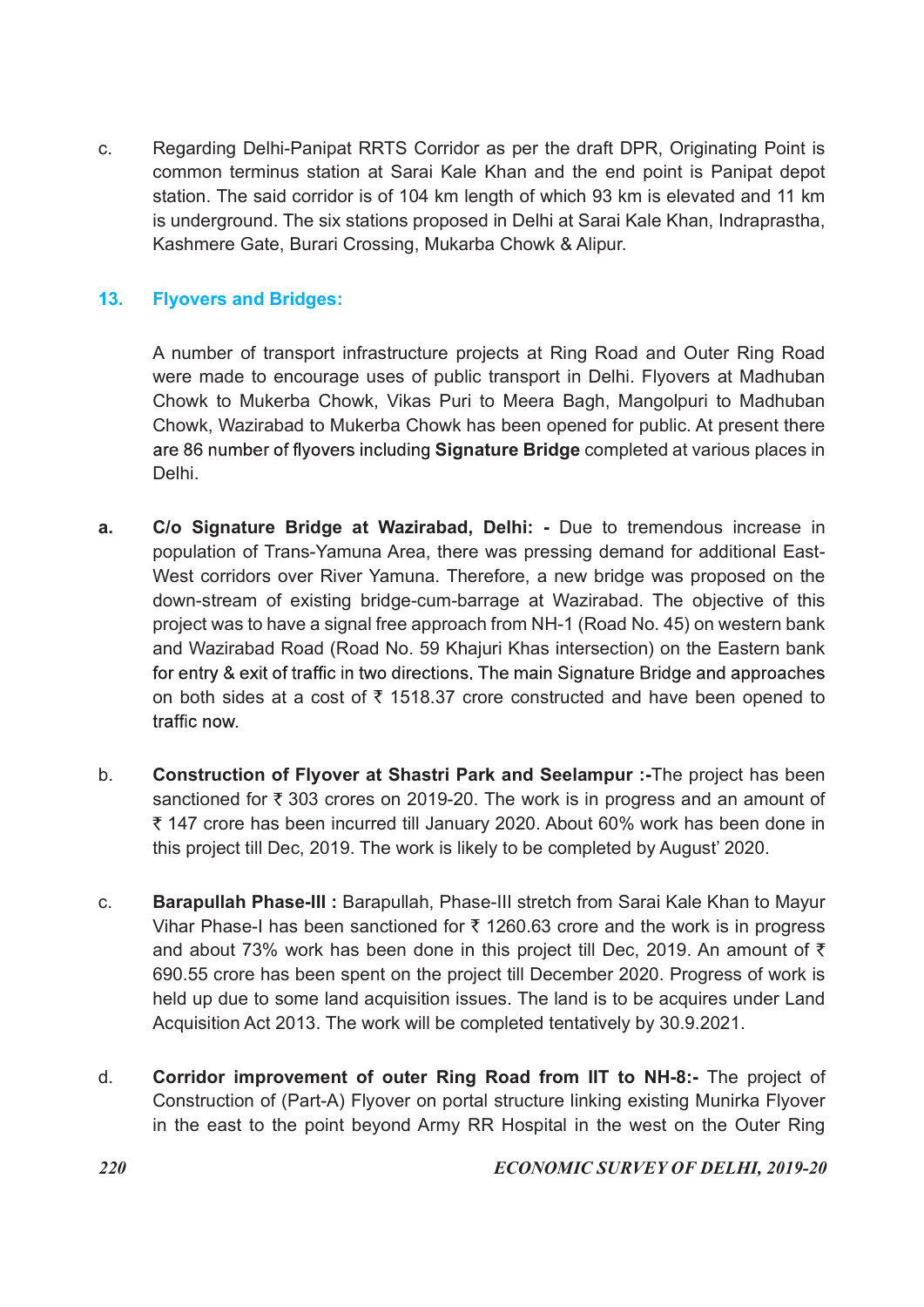c. Regarding Delhi-Panipat RRTS Corridor as per the draft DPR, Originating Point is common terminus station at Sarai Kale Khan and the end point is Panipat depot station. The said corridor is of 104 km length of which 93 km is elevated and 11 km is underground. The six stations proposed in Delhi at Sarai Kale Khan, Indraprastha, Kashmere Gate, Burari Crossing, Mukarba Chowk & Alipur.

## 13. Flyovers and Bridges:

A number of transport infrastructure projects at Ring Road and Outer Ring Road were made to encourage uses of public transport in Delhi. Flyovers at Madhuban Chowk to Mukerba Chowk, Vikas Puri to Meera Bagh, Mangolpuri to Madhuban Chowk, Wazirabad to Mukerba Chowk has been opened for public. At present there are 86 number of flyovers including **Signature Bridge** completed at various places in Delhi.

**a. C/o Signature Bridge at Wazirabad, Delhi: -** Due to tremendous increase in population of Trans-Yamuna Area, there was pressing demand for additional East-West corridors over River Yamuna. Therefore, a new bridge was proposed on the down-stream of existing bridge-cum-barrage at Wazirabad. The objective of this project was to have a signal free approach from NH-1 (Road No. 45) on western bank and Wazirabad Road (Road No. 59 Khajuri Khas intersection) on the Eastern bank for entry & exit of traffic in two directions. The main Signature Bridge and approaches on both sides at a cost of ₹ 1518.37 crore constructed and have been opened to traffic now.

b. **Construction of Flyover at Shastri Park and Seelampur :-**The project has been sanctioned for ₹ 303 crores on 2019-20. The work is in progress and an amount of ₹ 147 crore has been incurred till January 2020. About 60% work has been done in this project till Dec, 2019. The work is likely to be completed by August' 2020.

c. **Barapullah Phase-III :** Barapullah, Phase-III stretch from Sarai Kale Khan to Mayur Vihar Phase-I has been sanctioned for ₹ 1260.63 crore and the work is in progress and about 73% work has been done in this project till Dec, 2019. An amount of ₹ 690.55 crore has been spent on the project till December 2020. Progress of work is held up due to some land acquisition issues. The land is to be acquires under Land Acquisition Act 2013. The work will be completed tentatively by 30.9.2021.

d. **Corridor improvement of outer Ring Road from IIT to NH-8:-** The project of Construction of (Part-A) Flyover on portal structure linking existing Munirka Flyover in the east to the point beyond Army RR Hospital in the west on the Outer Ring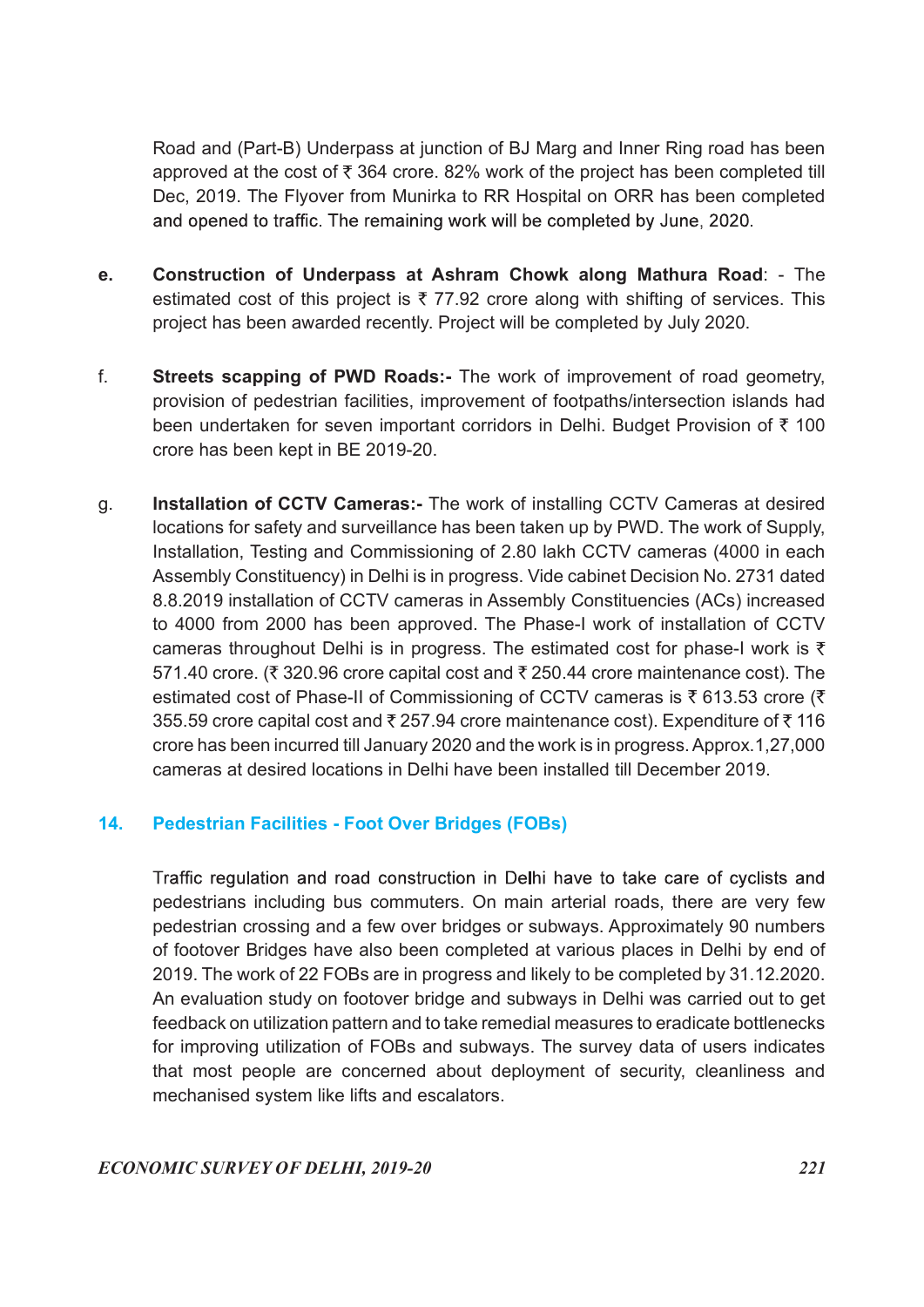Road and (Part-B) Underpass at junction of BJ Marg and Inner Ring road has been approved at the cost of ₹ 364 crore. 82% work of the project has been completed till Dec, 2019. The Flyover from Munirka to RR Hospital on ORR has been completed and opened to traffic. The remaining work will be completed by June, 2020.

e. **Construction of Underpass at Ashram Chowk along Mathura Road**: - The estimated cost of this project is ₹ 77.92 crore along with shifting of services. This project has been awarded recently. Project will be completed by July 2020.

f. **Streets scapping of PWD Roads:-** The work of improvement of road geometry, provision of pedestrian facilities, improvement of footpaths/intersection islands had been undertaken for seven important corridors in Delhi. Budget Provision of ₹ 100 crore has been kept in BE 2019-20.

g. **Installation of CCTV Cameras:-** The work of installing CCTV Cameras at desired locations for safety and surveillance has been taken up by PWD. The work of Supply, Installation, Testing and Commissioning of 2.80 lakh CCTV cameras (4000 in each Assembly Constituency) in Delhi is in progress. Vide cabinet Decision No. 2731 dated 8.8.2019 installation of CCTV cameras in Assembly Constituencies (ACs) increased to 4000 from 2000 has been approved. The Phase-I work of installation of CCTV cameras throughout Delhi is in progress. The estimated cost for phase-I work is ₹ 571.40 crore. (₹ 320.96 crore capital cost and ₹ 250.44 crore maintenance cost). The estimated cost of Phase-II of Commissioning of CCTV cameras is ₹ 613.53 crore (₹ 355.59 crore capital cost and ₹ 257.94 crore maintenance cost). Expenditure of ₹ 116 crore has been incurred till January 2020 and the work is in progress. Approx.1,27,000 cameras at desired locations in Delhi have been installed till December 2019.

## 14. Pedestrian Facilities - Foot Over Bridges (FOBs)

Traffic regulation and road construction in Delhi have to take care of cyclists and pedestrians including bus commuters. On main arterial roads, there are very few pedestrian crossing and a few over bridges or subways. Approximately 90 numbers of footover Bridges have also been completed at various places in Delhi by end of 2019. The work of 22 FOBs are in progress and likely to be completed by 31.12.2020. An evaluation study on footover bridge and subways in Delhi was carried out to get feedback on utilization pattern and to take remedial measures to eradicate bottlenecks for improving utilization of FOBs and subways. The survey data of users indicates that most people are concerned about deployment of security, cleanliness and mechanised system like lifts and escalators.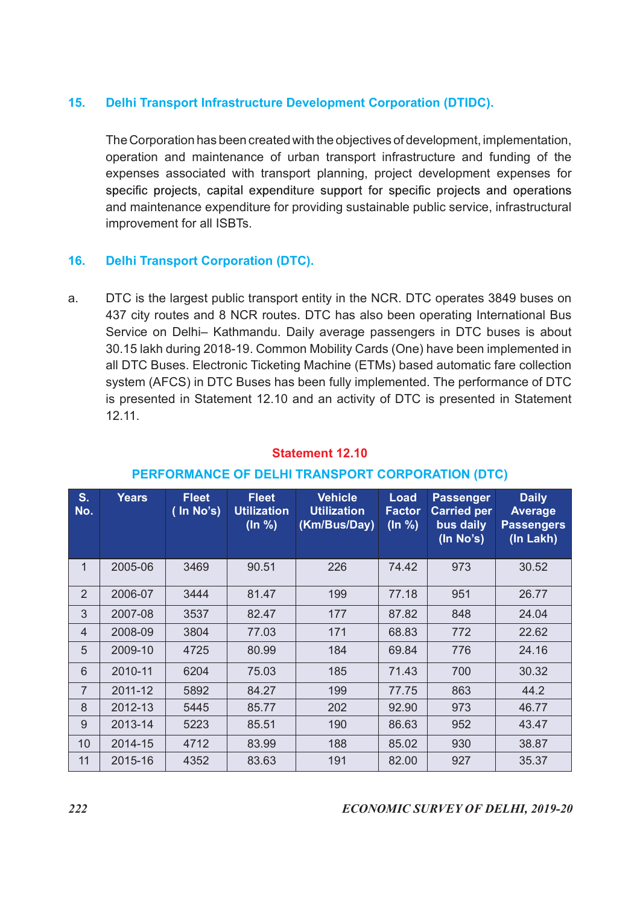## 15. Delhi Transport Infrastructure Development Corporation (DTIDC).

The Corporation has been created with the objectives of development, implementation, operation and maintenance of urban transport infrastructure and funding of the expenses associated with transport planning, project development expenses for specific projects, capital expenditure support for specific projects and operations and maintenance expenditure for providing sustainable public service, infrastructural improvement for all ISBTs.

## 16. Delhi Transport Corporation (DTC).

a. DTC is the largest public transport entity in the NCR. DTC operates 3849 buses on 437 city routes and 8 NCR routes. DTC has also been operating International Bus Service on Delhi– Kathmandu. Daily average passengers in DTC buses is about 30.15 lakh during 2018-19. Common Mobility Cards (One) have been implemented in all DTC Buses. Electronic Ticketing Machine (ETMs) based automatic fare collection system (AFCS) in DTC Buses has been fully implemented. The performance of DTC is presented in Statement 12.10 and an activity of DTC is presented in Statement 12.11.

**Statement 12.10**

**PERFORMANCE OF DELHI TRANSPORT CORPORATION (DTC)**

| S. No. | Years | Fleet ( In No's) | Fleet Utilization (In %) | Vehicle Utilization (Km/Bus/Day) | Load Factor (In %) | Passenger Carried per bus daily (In No's) | Daily Average Passengers (In Lakh) |
|---|---|---|---|---|---|---|---|
| 1 | 2005-06 | 3469 | 90.51 | 226 | 74.42 | 973 | 30.52 |
| 2 | 2006-07 | 3444 | 81.47 | 199 | 77.18 | 951 | 26.77 |
| 3 | 2007-08 | 3537 | 82.47 | 177 | 87.82 | 848 | 24.04 |
| 4 | 2008-09 | 3804 | 77.03 | 171 | 68.83 | 772 | 22.62 |
| 5 | 2009-10 | 4725 | 80.99 | 184 | 69.84 | 776 | 24.16 |
| 6 | 2010-11 | 6204 | 75.03 | 185 | 71.43 | 700 | 30.32 |
| 7 | 2011-12 | 5892 | 84.27 | 199 | 77.75 | 863 | 44.2 |
| 8 | 2012-13 | 5445 | 85.77 | 202 | 92.90 | 973 | 46.77 |
| 9 | 2013-14 | 5223 | 85.51 | 190 | 86.63 | 952 | 43.47 |
| 10 | 2014-15 | 4712 | 83.99 | 188 | 85.02 | 930 | 38.87 |
| 11 | 2015-16 | 4352 | 83.63 | 191 | 82.00 | 927 | 35.37 |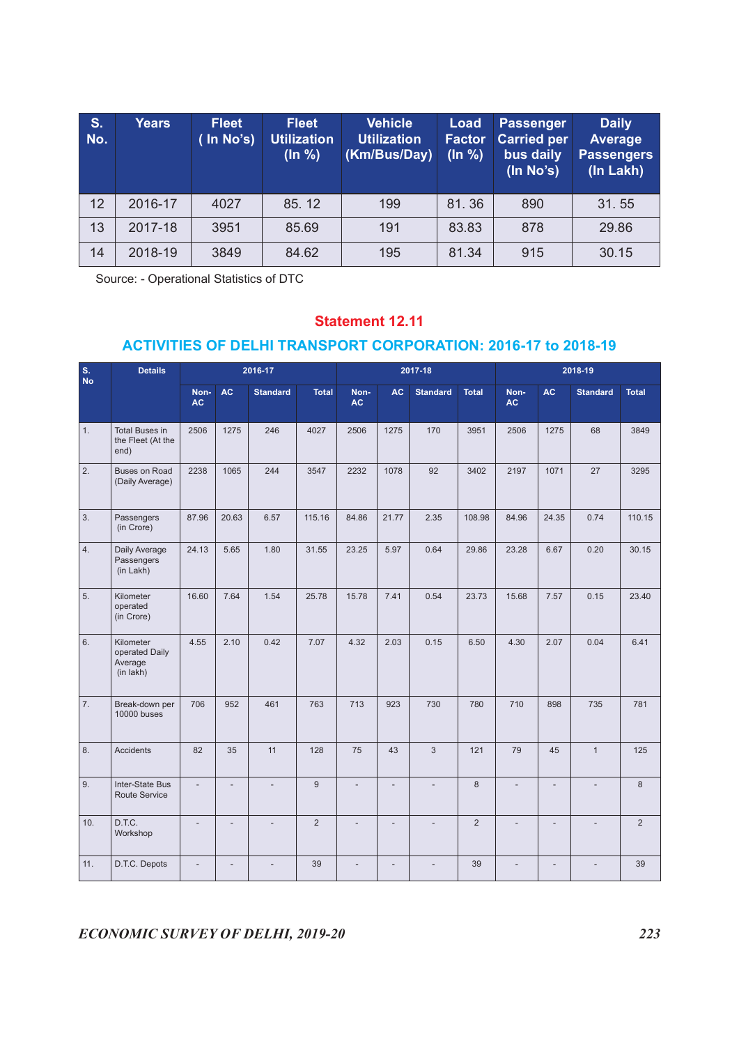| S. No. | Years | Fleet ( In No's) | Fleet Utilization (In %) | Vehicle Utilization (Km/Bus/Day) | Load Factor (In %) | Passenger Carried per bus daily (In No's) | Daily Average Passengers (In Lakh) |
|---|---|---|---|---|---|---|---|
| 12 | 2016-17 | 4027 | 85. 12 | 199 | 81. 36 | 890 | 31. 55 |
| 13 | 2017-18 | 3951 | 85.69 | 191 | 83.83 | 878 | 29.86 |
| 14 | 2018-19 | 3849 | 84.62 | 195 | 81.34 | 915 | 30.15 |

Source: - Operational Statistics of DTC

## Statement 12.11

## ACTIVITIES OF DELHI TRANSPORT CORPORATION: 2016-17 to 2018-19

| S. No | Details | 2016-17 | | | | 2017-18 | | | | 2018-19 | | | |
|---|---|---|---|---|---|---|---|---|---|---|---|---|---|
| | | Non-AC | AC | Standard | Total | Non-AC | AC | Standard | Total | Non-AC | AC | Standard | Total |
| 1. | Total Buses in the Fleet (At the end) | 2506 | 1275 | 246 | 4027 | 2506 | 1275 | 170 | 3951 | 2506 | 1275 | 68 | 3849 |
| 2. | Buses on Road (Daily Average) | 2238 | 1065 | 244 | 3547 | 2232 | 1078 | 92 | 3402 | 2197 | 1071 | 27 | 3295 |
| 3. | Passengers (in Crore) | 87.96 | 20.63 | 6.57 | 115.16 | 84.86 | 21.77 | 2.35 | 108.98 | 84.96 | 24.35 | 0.74 | 110.15 |
| 4. | Daily Average Passengers (in Lakh) | 24.13 | 5.65 | 1.80 | 31.55 | 23.25 | 5.97 | 0.64 | 29.86 | 23.28 | 6.67 | 0.20 | 30.15 |
| 5. | Kilometer operated (in Crore) | 16.60 | 7.64 | 1.54 | 25.78 | 15.78 | 7.41 | 0.54 | 23.73 | 15.68 | 7.57 | 0.15 | 23.40 |
| 6. | Kilometer operated Daily Average (in lakh) | 4.55 | 2.10 | 0.42 | 7.07 | 4.32 | 2.03 | 0.15 | 6.50 | 4.30 | 2.07 | 0.04 | 6.41 |
| 7. | Break-down per 10000 buses | 706 | 952 | 461 | 763 | 713 | 923 | 730 | 780 | 710 | 898 | 735 | 781 |
| 8. | Accidents | 82 | 35 | 11 | 128 | 75 | 43 | 3 | 121 | 79 | 45 | 1 | 125 |
| 9. | Inter-State Bus Route Service | - | - | - | 9 | - | - | - | 8 | - | - | - | 8 |
| 10. | D.T.C. Workshop | - | - | - | 2 | - | - | - | 2 | - | - | - | 2 |
| 11. | D.T.C. Depots | - | - | - | 39 | - | - | - | 39 | - | - | - | 39 |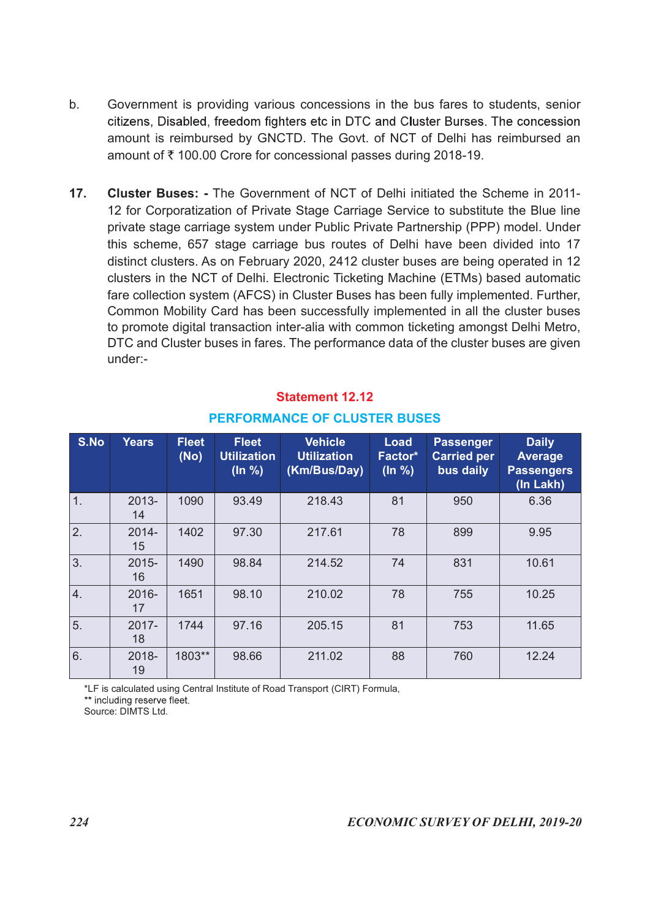b. Government is providing various concessions in the bus fares to students, senior citizens, Disabled, freedom fighters etc in DTC and Cluster Burses. The concession amount is reimbursed by GNCTD. The Govt. of NCT of Delhi has reimbursed an amount of ₹ 100.00 Crore for concessional passes during 2018-19.

17. **Cluster Buses: -** The Government of NCT of Delhi initiated the Scheme in 2011-12 for Corporatization of Private Stage Carriage Service to substitute the Blue line private stage carriage system under Public Private Partnership (PPP) model. Under this scheme, 657 stage carriage bus routes of Delhi have been divided into 17 distinct clusters. As on February 2020, 2412 cluster buses are being operated in 12 clusters in the NCT of Delhi. Electronic Ticketing Machine (ETMs) based automatic fare collection system (AFCS) in Cluster Buses has been fully implemented. Further, Common Mobility Card has been successfully implemented in all the cluster buses to promote digital transaction inter-alia with common ticketing amongst Delhi Metro, DTC and Cluster buses in fares. The performance data of the cluster buses are given under:-

**Statement 12.12**

**PERFORMANCE OF CLUSTER BUSES**

| S.No | Years | Fleet (No) | Fleet Utilization (In %) | Vehicle Utilization (Km/Bus/Day) | Load Factor* (In %) | Passenger Carried per bus daily | Daily Average Passengers (In Lakh) |
|---|---|---|---|---|---|---|---|
| 1. | 2013-14 | 1090 | 93.49 | 218.43 | 81 | 950 | 6.36 |
| 2. | 2014-15 | 1402 | 97.30 | 217.61 | 78 | 899 | 9.95 |
| 3. | 2015-16 | 1490 | 98.84 | 214.52 | 74 | 831 | 10.61 |
| 4. | 2016-17 | 1651 | 98.10 | 210.02 | 78 | 755 | 10.25 |
| 5. | 2017-18 | 1744 | 97.16 | 205.15 | 81 | 753 | 11.65 |
| 6. | 2018-19 | 1803** | 98.66 | 211.02 | 88 | 760 | 12.24 |

*LF is calculated using Central Institute of Road Transport (CIRT) Formula,
** including reserve fleet.
Source: DIMTS Ltd.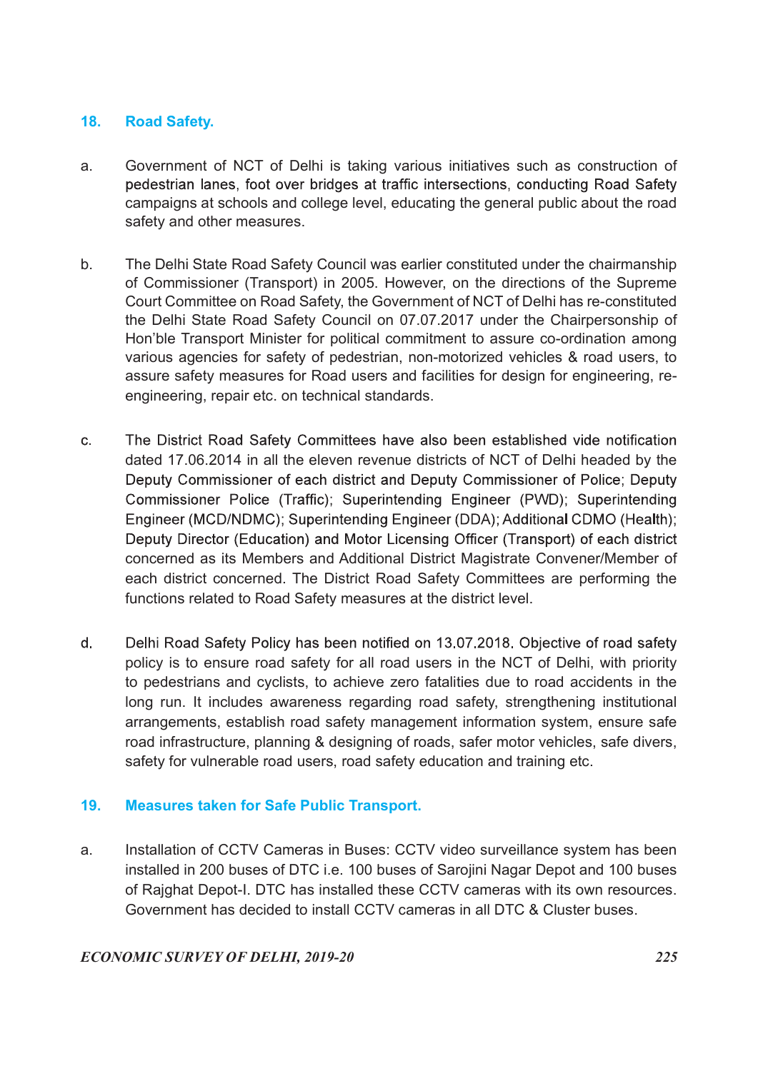## 18. Road Safety.

a. Government of NCT of Delhi is taking various initiatives such as construction of pedestrian lanes, foot over bridges at traffic intersections, conducting Road Safety campaigns at schools and college level, educating the general public about the road safety and other measures.

b. The Delhi State Road Safety Council was earlier constituted under the chairmanship of Commissioner (Transport) in 2005. However, on the directions of the Supreme Court Committee on Road Safety, the Government of NCT of Delhi has re-constituted the Delhi State Road Safety Council on 07.07.2017 under the Chairpersonship of Hon'ble Transport Minister for political commitment to assure co-ordination among various agencies for safety of pedestrian, non-motorized vehicles & road users, to assure safety measures for Road users and facilities for design for engineering, re-engineering, repair etc. on technical standards.

c. The District Road Safety Committees have also been established vide notification dated 17.06.2014 in all the eleven revenue districts of NCT of Delhi headed by the Deputy Commissioner of each district and Deputy Commissioner of Police; Deputy Commissioner Police (Traffic); Superintending Engineer (PWD); Superintending Engineer (MCD/NDMC); Superintending Engineer (DDA); Additional CDMO (Health); Deputy Director (Education) and Motor Licensing Officer (Transport) of each district concerned as its Members and Additional District Magistrate Convener/Member of each district concerned. The District Road Safety Committees are performing the functions related to Road Safety measures at the district level.

d. Delhi Road Safety Policy has been notified on 13.07.2018. Objective of road safety policy is to ensure road safety for all road users in the NCT of Delhi, with priority to pedestrians and cyclists, to achieve zero fatalities due to road accidents in the long run. It includes awareness regarding road safety, strengthening institutional arrangements, establish road safety management information system, ensure safe road infrastructure, planning & designing of roads, safer motor vehicles, safe divers, safety for vulnerable road users, road safety education and training etc.

## 19. Measures taken for Safe Public Transport.

a. Installation of CCTV Cameras in Buses: CCTV video surveillance system has been installed in 200 buses of DTC i.e. 100 buses of Sarojini Nagar Depot and 100 buses of Rajghat Depot-I. DTC has installed these CCTV cameras with its own resources. Government has decided to install CCTV cameras in all DTC & Cluster buses.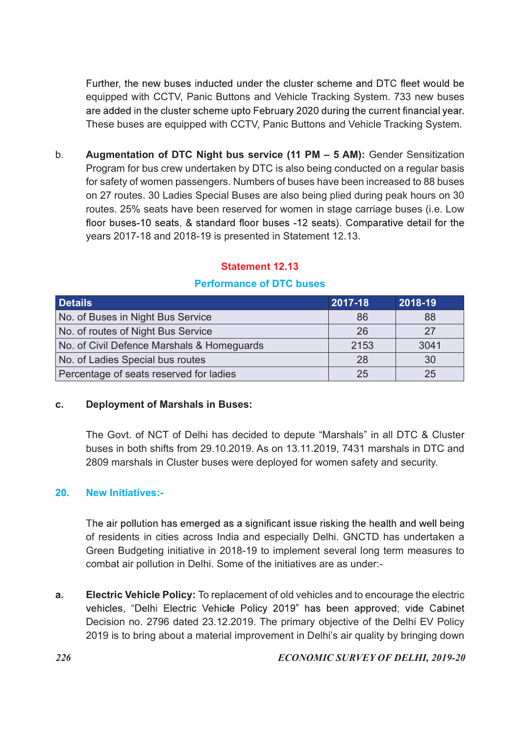Further, the new buses inducted under the cluster scheme and DTC fleet would be equipped with CCTV, Panic Buttons and Vehicle Tracking System. 733 new buses are added in the cluster scheme upto February 2020 during the current financial year. These buses are equipped with CCTV, Panic Buttons and Vehicle Tracking System.

b. **Augmentation of DTC Night bus service (11 PM – 5 AM):** Gender Sensitization Program for bus crew undertaken by DTC is also being conducted on a regular basis for safety of women passengers. Numbers of buses have been increased to 88 buses on 27 routes. 30 Ladies Special Buses are also being plied during peak hours on 30 routes. 25% seats have been reserved for women in stage carriage buses (i.e. Low floor buses-10 seats, & standard floor buses -12 seats). Comparative detail for the years 2017-18 and 2018-19 is presented in Statement 12.13.

**Statement 12.13**

**Performance of DTC buses**

| Details | 2017-18 | 2018-19 |
|---|---|---|
| No. of Buses in Night Bus Service | 86 | 88 |
| No. of routes of Night Bus Service | 26 | 27 |
| No. of Civil Defence Marshals & Homeguards | 2153 | 3041 |
| No. of Ladies Special bus routes | 28 | 30 |
| Percentage of seats reserved for ladies | 25 | 25 |

c. **Deployment of Marshals in Buses:**

The Govt. of NCT of Delhi has decided to depute "Marshals" in all DTC & Cluster buses in both shifts from 29.10.2019. As on 13.11.2019, 7431 marshals in DTC and 2809 marshals in Cluster buses were deployed for women safety and security.

## 20. New Initiatives:-

The air pollution has emerged as a significant issue risking the health and well being of residents in cities across India and especially Delhi. GNCTD has undertaken a Green Budgeting initiative in 2018-19 to implement several long term measures to combat air pollution in Delhi. Some of the initiatives are as under:-

a. **Electric Vehicle Policy:** To replacement of old vehicles and to encourage the electric vehicles, "Delhi Electric Vehicle Policy 2019" has been approved; vide Cabinet Decision no. 2796 dated 23.12.2019. The primary objective of the Delhi EV Policy 2019 is to bring about a material improvement in Delhi's air quality by bringing down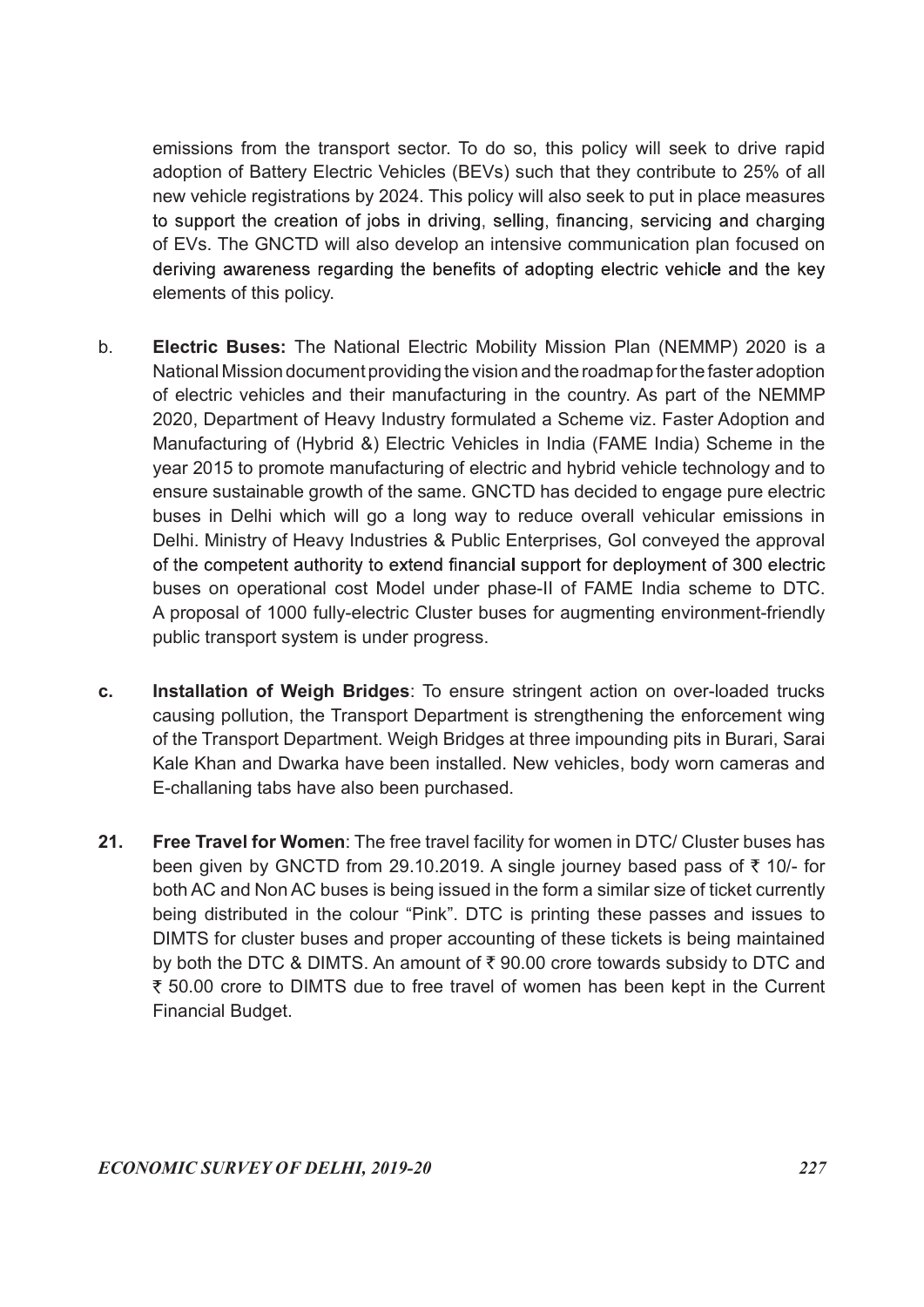emissions from the transport sector. To do so, this policy will seek to drive rapid adoption of Battery Electric Vehicles (BEVs) such that they contribute to 25% of all new vehicle registrations by 2024. This policy will also seek to put in place measures to support the creation of jobs in driving, selling, financing, servicing and charging of EVs. The GNCTD will also develop an intensive communication plan focused on deriving awareness regarding the benefits of adopting electric vehicle and the key elements of this policy.

b. **Electric Buses:** The National Electric Mobility Mission Plan (NEMMP) 2020 is a National Mission document providing the vision and the roadmap for the faster adoption of electric vehicles and their manufacturing in the country. As part of the NEMMP 2020, Department of Heavy Industry formulated a Scheme viz. Faster Adoption and Manufacturing of (Hybrid &) Electric Vehicles in India (FAME India) Scheme in the year 2015 to promote manufacturing of electric and hybrid vehicle technology and to ensure sustainable growth of the same. GNCTD has decided to engage pure electric buses in Delhi which will go a long way to reduce overall vehicular emissions in Delhi. Ministry of Heavy Industries & Public Enterprises, GoI conveyed the approval of the competent authority to extend financial support for deployment of 300 electric buses on operational cost Model under phase-II of FAME India scheme to DTC. A proposal of 1000 fully-electric Cluster buses for augmenting environment-friendly public transport system is under progress.

**c. Installation of Weigh Bridges**: To ensure stringent action on over-loaded trucks causing pollution, the Transport Department is strengthening the enforcement wing of the Transport Department. Weigh Bridges at three impounding pits in Burari, Sarai Kale Khan and Dwarka have been installed. New vehicles, body worn cameras and E-challaning tabs have also been purchased.

**21. Free Travel for Women**: The free travel facility for women in DTC/ Cluster buses has been given by GNCTD from 29.10.2019. A single journey based pass of ₹ 10/- for both AC and Non AC buses is being issued in the form a similar size of ticket currently being distributed in the colour "Pink". DTC is printing these passes and issues to DIMTS for cluster buses and proper accounting of these tickets is being maintained by both the DTC & DIMTS. An amount of ₹ 90.00 crore towards subsidy to DTC and ₹ 50.00 crore to DIMTS due to free travel of women has been kept in the Current Financial Budget.